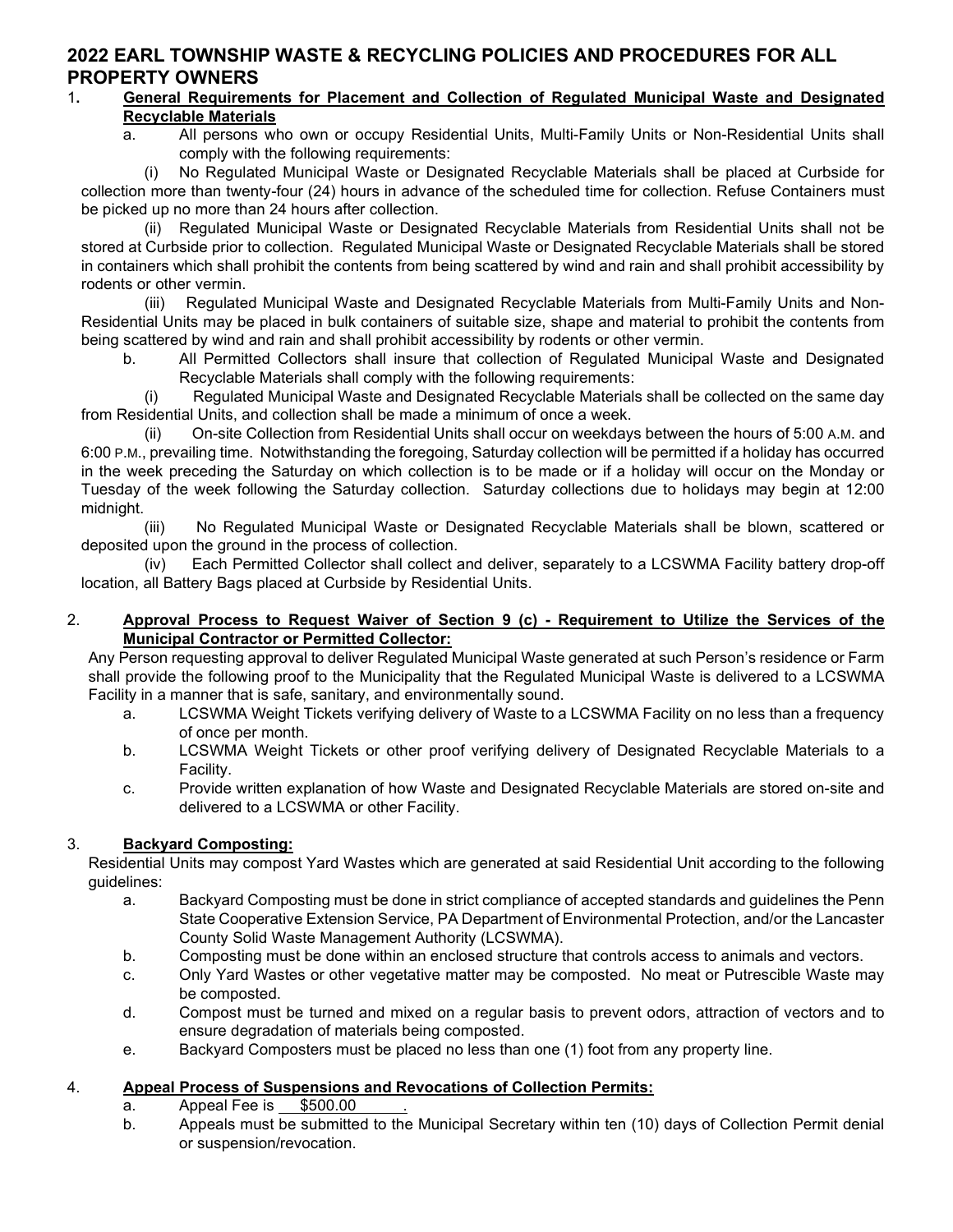# 2022 EARL TOWNSHIP WASTE & RECYCLING POLICIES AND PROCEDURES FOR ALL PROPERTY OWNERS

1. **General Requirements for Placement and Collection of Regulated Municipal Waste and Designated Recyclable Materials**

   a. All persons who own or occupy Residential Units, Multi-Family Units or Non-Residential Units shall comply with the following requirements:

   (i) No Regulated Municipal Waste or Designated Recyclable Materials shall be placed at Curbside for collection more than twenty-four (24) hours in advance of the scheduled time for collection. Refuse Containers must be picked up no more than 24 hours after collection.

   (ii) Regulated Municipal Waste or Designated Recyclable Materials from Residential Units shall not be stored at Curbside prior to collection. Regulated Municipal Waste or Designated Recyclable Materials shall be stored in containers which shall prohibit the contents from being scattered by wind and rain and shall prohibit accessibility by rodents or other vermin.

   (iii) Regulated Municipal Waste and Designated Recyclable Materials from Multi-Family Units and Non-Residential Units may be placed in bulk containers of suitable size, shape and material to prohibit the contents from being scattered by wind and rain and shall prohibit accessibility by rodents or other vermin.

   b. All Permitted Collectors shall insure that collection of Regulated Municipal Waste and Designated Recyclable Materials shall comply with the following requirements:

   (i) Regulated Municipal Waste and Designated Recyclable Materials shall be collected on the same day from Residential Units, and collection shall be made a minimum of once a week.

   (ii) On-site Collection from Residential Units shall occur on weekdays between the hours of 5:00 A.M. and 6:00 P.M., prevailing time. Notwithstanding the foregoing, Saturday collection will be permitted if a holiday has occurred in the week preceding the Saturday on which collection is to be made or if a holiday will occur on the Monday or Tuesday of the week following the Saturday collection. Saturday collections due to holidays may begin at 12:00 midnight.

   (iii) No Regulated Municipal Waste or Designated Recyclable Materials shall be blown, scattered or deposited upon the ground in the process of collection.

   (iv) Each Permitted Collector shall collect and deliver, separately to a LCSWMA Facility battery drop-off location, all Battery Bags placed at Curbside by Residential Units.

2. **Approval Process to Request Waiver of Section 9 (c) - Requirement to Utilize the Services of the Municipal Contractor or Permitted Collector:**

   Any Person requesting approval to deliver Regulated Municipal Waste generated at such Person's residence or Farm shall provide the following proof to the Municipality that the Regulated Municipal Waste is delivered to a LCSWMA Facility in a manner that is safe, sanitary, and environmentally sound.

   a. LCSWMA Weight Tickets verifying delivery of Waste to a LCSWMA Facility on no less than a frequency of once per month.

   b. LCSWMA Weight Tickets or other proof verifying delivery of Designated Recyclable Materials to a Facility.

   c. Provide written explanation of how Waste and Designated Recyclable Materials are stored on-site and delivered to a LCSWMA or other Facility.

3. **Backyard Composting:**

   Residential Units may compost Yard Wastes which are generated at said Residential Unit according to the following guidelines:

   a. Backyard Composting must be done in strict compliance of accepted standards and guidelines the Penn State Cooperative Extension Service, PA Department of Environmental Protection, and/or the Lancaster County Solid Waste Management Authority (LCSWMA).

   b. Composting must be done within an enclosed structure that controls access to animals and vectors.

   c. Only Yard Wastes or other vegetative matter may be composted. No meat or Putrescible Waste may be composted.

   d. Compost must be turned and mixed on a regular basis to prevent odors, attraction of vectors and to ensure degradation of materials being composted.

   e. Backyard Composters must be placed no less than one (1) foot from any property line.

4. **Appeal Process of Suspensions and Revocations of Collection Permits:**

   a. Appeal Fee is \$500.00.

   b. Appeals must be submitted to the Municipal Secretary within ten (10) days of Collection Permit denial or suspension/revocation.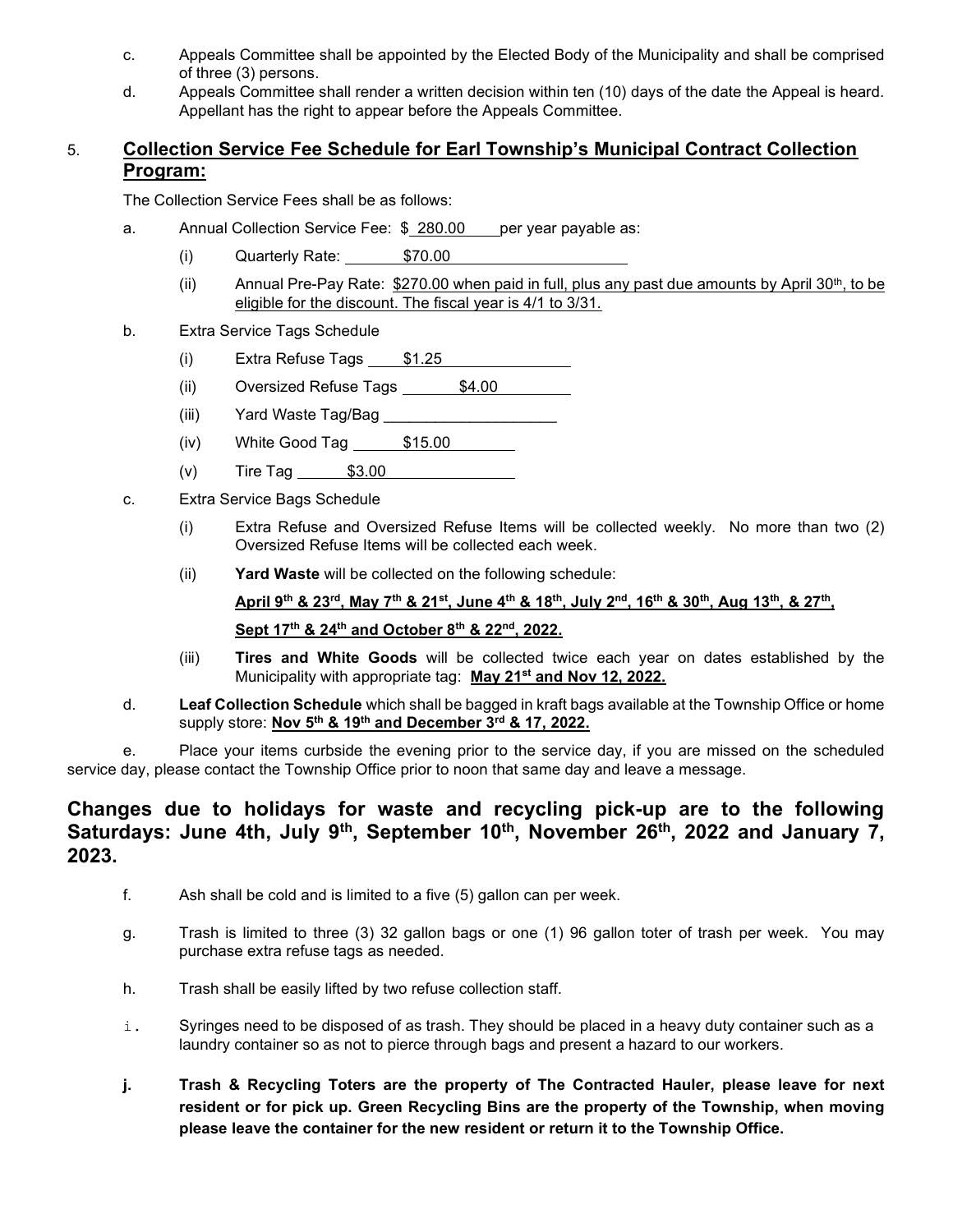c. Appeals Committee shall be appointed by the Elected Body of the Municipality and shall be comprised of three (3) persons.

d. Appeals Committee shall render a written decision within ten (10) days of the date the Appeal is heard. Appellant has the right to appear before the Appeals Committee.

## 5. Collection Service Fee Schedule for Earl Township's Municipal Contract Collection Program:

The Collection Service Fees shall be as follows:

a. Annual Collection Service Fee: $ 280.00 per year payable as:

   (i) Quarterly Rate: $70.00

   (ii) Annual Pre-Pay Rate: $270.00 when paid in full, plus any past due amounts by April 30th, to be eligible for the discount. The fiscal year is 4/1 to 3/31.

b. Extra Service Tags Schedule

   (i) Extra Refuse Tags $1.25

   (ii) Oversized Refuse Tags $4.00

   (iii) Yard Waste Tag/Bag ____________________

   (iv) White Good Tag $15.00

   (v) Tire Tag $3.00

c. Extra Service Bags Schedule

   (i) Extra Refuse and Oversized Refuse Items will be collected weekly. No more than two (2) Oversized Refuse Items will be collected each week.

   (ii) **Yard Waste** will be collected on the following schedule:

   **April 9th & 23rd, May 7th & 21st, June 4th & 18th, July 2nd, 16th & 30th, Aug 13th, & 27th, Sept 17th & 24th and October 8th & 22nd, 2022.**

   (iii) **Tires and White Goods** will be collected twice each year on dates established by the Municipality with appropriate tag: **May 21st and Nov 12, 2022.**

d. **Leaf Collection Schedule** which shall be bagged in kraft bags available at the Township Office or home supply store: **Nov 5th & 19th and December 3rd & 17, 2022.**

e. Place your items curbside the evening prior to the service day, if you are missed on the scheduled service day, please contact the Township Office prior to noon that same day and leave a message.

## Changes due to holidays for waste and recycling pick-up are to the following Saturdays: June 4th, July 9th, September 10th, November 26th, 2022 and January 7, 2023.

f. Ash shall be cold and is limited to a five (5) gallon can per week.

g. Trash is limited to three (3) 32 gallon bags or one (1) 96 gallon toter of trash per week. You may purchase extra refuse tags as needed.

h. Trash shall be easily lifted by two refuse collection staff.

i. Syringes need to be disposed of as trash. They should be placed in a heavy duty container such as a laundry container so as not to pierce through bags and present a hazard to our workers.

**j. Trash & Recycling Toters are the property of The Contracted Hauler, please leave for next resident or for pick up. Green Recycling Bins are the property of the Township, when moving please leave the container for the new resident or return it to the Township Office.**